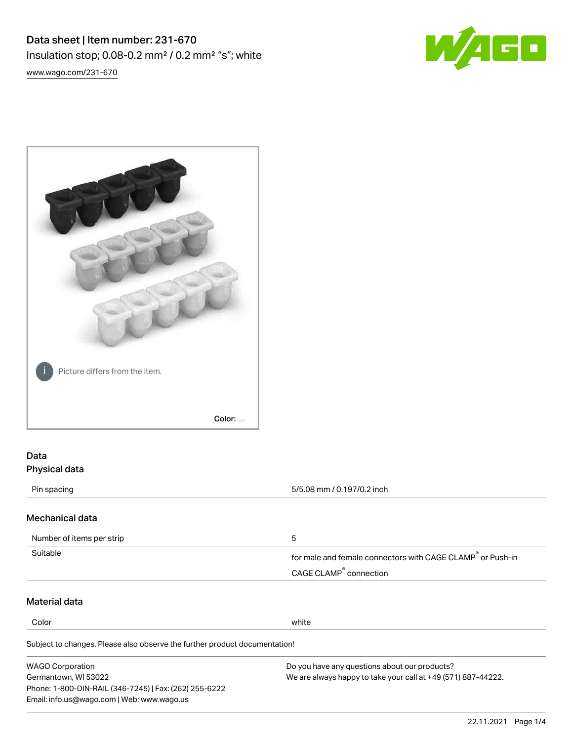# Data sheet | Item number: 231-670

Insulation stop; 0.08-0.2 mm² / 0.2 mm² “s”; white

www.wago.com/231-670

Picture differs from the item.

Color:

## Data

### Physical data

| | |
|---|---|
| Pin spacing | 5/5.08 mm / 0.197/0.2 inch |

### Mechanical data

| | |
|---|---|
| Number of items per strip | 5 |
| Suitable | for male and female connectors with CAGE CLAMP® or Push-in CAGE CLAMP® connection |

### Material data

| | |
|---|---|
| Color | white |

Subject to changes. Please also observe the further product documentation!

WAGO Corporation
Germantown, WI 53022
Phone: 1-800-DIN-RAIL (346-7245) | Fax: (262) 255-6222
Email: info.us@wago.com | Web: www.wago.us

Do you have any questions about our products?
We are always happy to take your call at +49 (571) 887-44222.

22.11.2021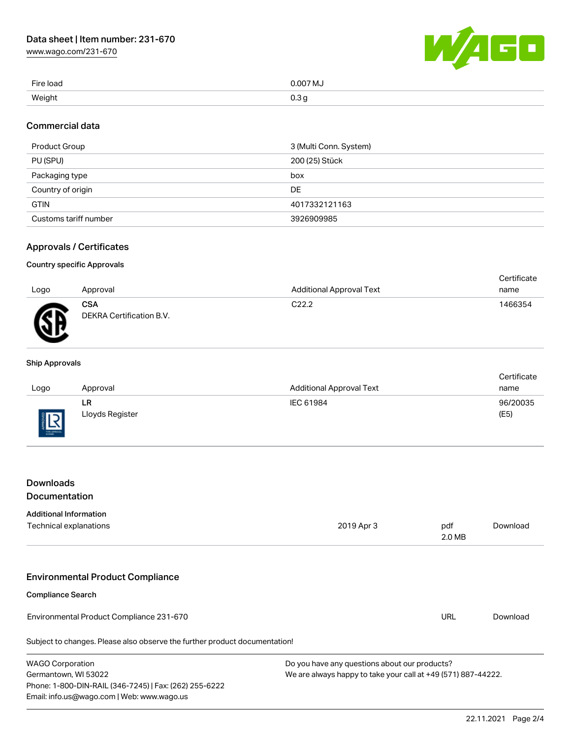| | |
|---|---|
| Fire load | 0.007 MJ |
| Weight | 0.3 g |

## Commercial data

| | |
|---|---|
| Product Group | 3 (Multi Conn. System) |
| PU (SPU) | 200 (25) Stück |
| Packaging type | box |
| Country of origin | DE |
| GTIN | 4017332121163 |
| Customs tariff number | 3926909985 |

## Approvals / Certificates

### Country specific Approvals

| Logo | Approval | Additional Approval Text | Certificate name |
|---|---|---|---|
| | **CSA** DEKRA Certification B.V. | C22.2 | 1466354 |

### Ship Approvals

| Logo | Approval | Additional Approval Text | Certificate name |
|---|---|---|---|
| | **LR** Lloyds Register | IEC 61984 | 96/20035 (E5) |

## Downloads

## Documentation

### Additional Information

| | | | |
|---|---|---|---|
| Technical explanations | 2019 Apr 3 | pdf 2.0 MB | Download |

## Environmental Product Compliance

### Compliance Search

| | | |
|---|---|---|
| Environmental Product Compliance 231-670 | URL | Download |

Subject to changes. Please also observe the further product documentation!

WAGO Corporation
Germantown, WI 53022
Phone: 1-800-DIN-RAIL (346-7245) | Fax: (262) 255-6222
Email: info.us@wago.com | Web: www.wago.us

Do you have any questions about our products?
We are always happy to take your call at +49 (571) 887-44222.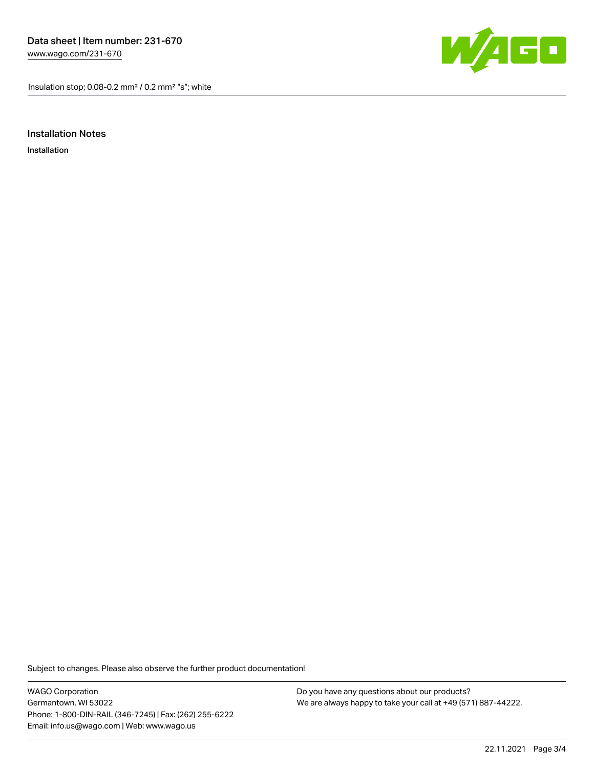## Installation Notes

Installation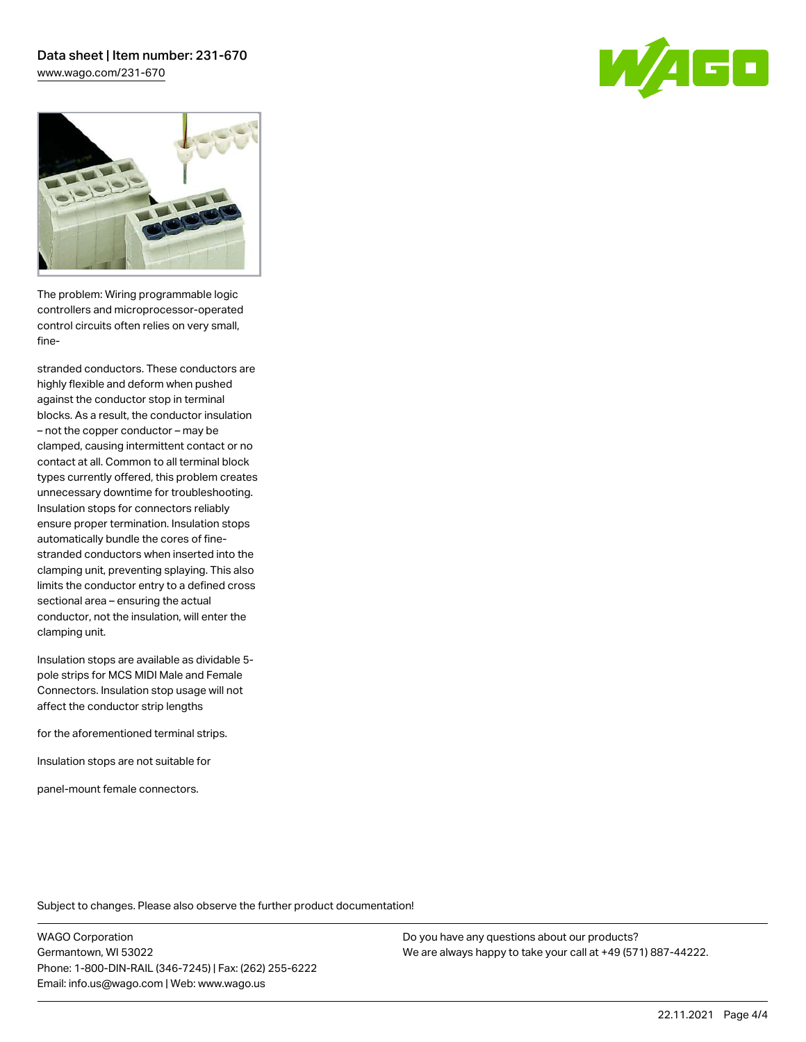The problem: Wiring programmable logic controllers and microprocessor-operated control circuits often relies on very small, fine-

stranded conductors. These conductors are highly flexible and deform when pushed against the conductor stop in terminal blocks. As a result, the conductor insulation – not the copper conductor – may be clamped, causing intermittent contact or no contact at all. Common to all terminal block types currently offered, this problem creates unnecessary downtime for troubleshooting. Insulation stops for connectors reliably ensure proper termination. Insulation stops automatically bundle the cores of fine-stranded conductors when inserted into the clamping unit, preventing splaying. This also limits the conductor entry to a defined cross sectional area – ensuring the actual conductor, not the insulation, will enter the clamping unit.

Insulation stops are available as dividable 5-pole strips for MCS MIDI Male and Female Connectors. Insulation stop usage will not affect the conductor strip lengths

for the aforementioned terminal strips.

Insulation stops are not suitable for

panel-mount female connectors.